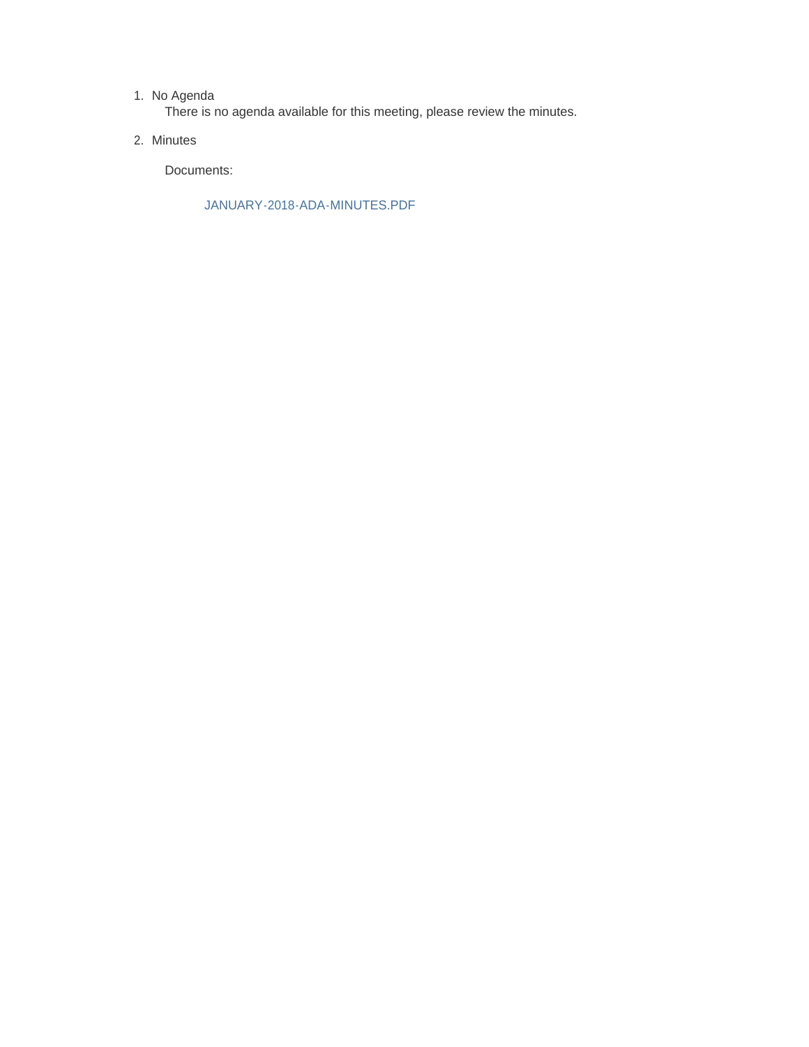1. No Agenda

   There is no agenda available for this meeting, please review the minutes.

2. Minutes

   Documents:

   JANUARY-2018-ADA-MINUTES.PDF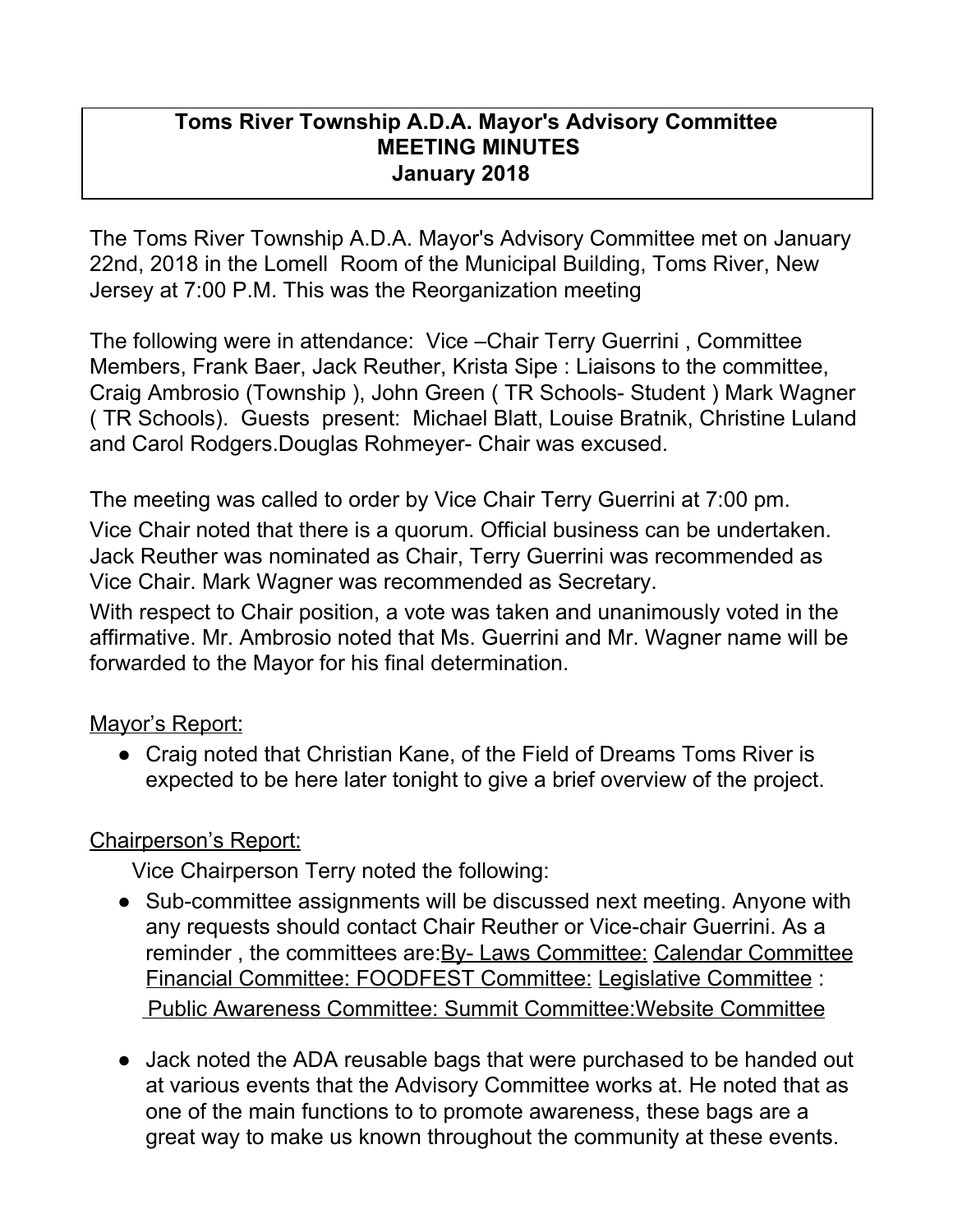**Toms River Township A.D.A. Mayor's Advisory Committee**
**MEETING MINUTES**
**January 2018**

The Toms River Township A.D.A. Mayor's Advisory Committee met on January 22nd, 2018 in the Lomell Room of the Municipal Building, Toms River, New Jersey at 7:00 P.M. This was the Reorganization meeting

The following were in attendance: Vice –Chair Terry Guerrini , Committee Members, Frank Baer, Jack Reuther, Krista Sipe : Liaisons to the committee, Craig Ambrosio (Township ), John Green ( TR Schools- Student ) Mark Wagner ( TR Schools). Guests present: Michael Blatt, Louise Bratnik, Christine Luland and Carol Rodgers.Douglas Rohmeyer- Chair was excused.

The meeting was called to order by Vice Chair Terry Guerrini at 7:00 pm.
Vice Chair noted that there is a quorum. Official business can be undertaken. Jack Reuther was nominated as Chair, Terry Guerrini was recommended as Vice Chair. Mark Wagner was recommended as Secretary.
With respect to Chair position, a vote was taken and unanimously voted in the affirmative. Mr. Ambrosio noted that Ms. Guerrini and Mr. Wagner name will be forwarded to the Mayor for his final determination.

Mayor's Report:

- Craig noted that Christian Kane, of the Field of Dreams Toms River is expected to be here later tonight to give a brief overview of the project.

Chairperson's Report:

Vice Chairperson Terry noted the following:

- Sub-committee assignments will be discussed next meeting. Anyone with any requests should contact Chair Reuther or Vice-chair Guerrini. As a reminder , the committees are:By- Laws Committee: Calendar Committee Financial Committee: FOODFEST Committee: Legislative Committee : Public Awareness Committee: Summit Committee:Website Committee
- Jack noted the ADA reusable bags that were purchased to be handed out at various events that the Advisory Committee works at. He noted that as one of the main functions to to promote awareness, these bags are a great way to make us known throughout the community at these events.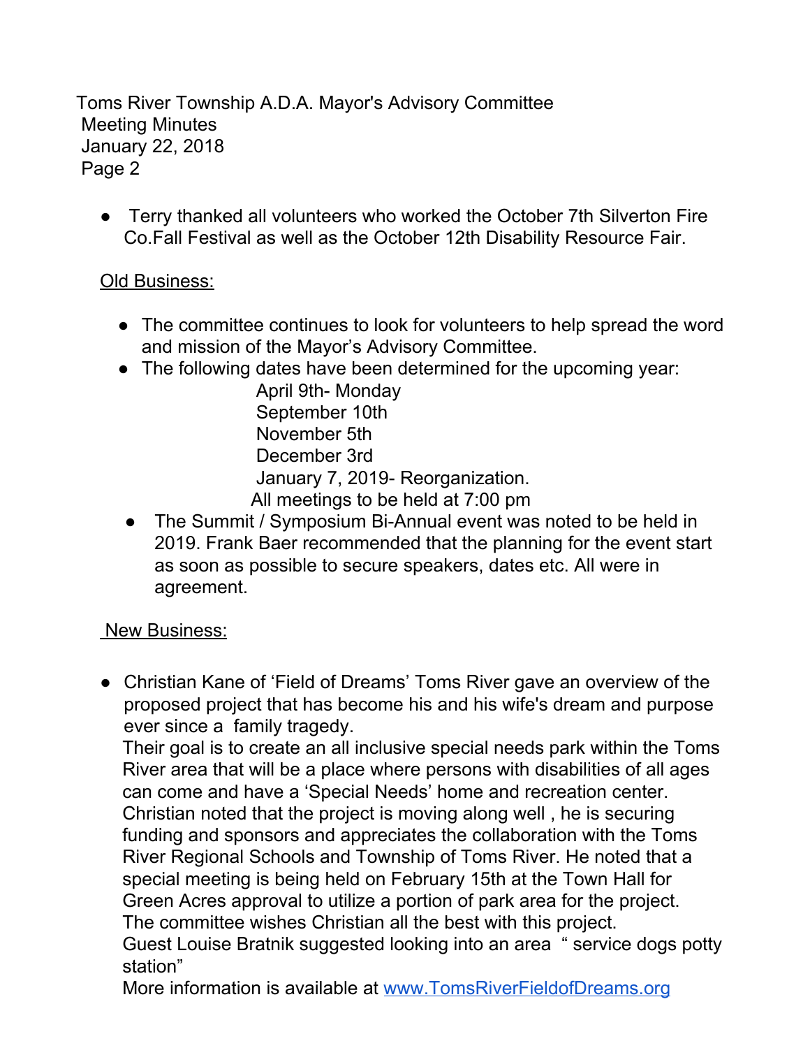- Terry thanked all volunteers who worked the October 7th Silverton Fire Co.Fall Festival as well as the October 12th Disability Resource Fair.

Old Business:

- The committee continues to look for volunteers to help spread the word and mission of the Mayor's Advisory Committee.
- The following dates have been determined for the upcoming year:

  April 9th- Monday
  September 10th
  November 5th
  December 3rd
  January 7, 2019- Reorganization.
  All meetings to be held at 7:00 pm

- The Summit / Symposium Bi-Annual event was noted to be held in 2019. Frank Baer recommended that the planning for the event start as soon as possible to secure speakers, dates etc. All were in agreement.

New Business:

- Christian Kane of 'Field of Dreams' Toms River gave an overview of the proposed project that has become his and his wife's dream and purpose ever since a family tragedy.
  Their goal is to create an all inclusive special needs park within the Toms River area that will be a place where persons with disabilities of all ages can come and have a 'Special Needs' home and recreation center. Christian noted that the project is moving along well , he is securing funding and sponsors and appreciates the collaboration with the Toms River Regional Schools and Township of Toms River. He noted that a special meeting is being held on February 15th at the Town Hall for Green Acres approval to utilize a portion of park area for the project. The committee wishes Christian all the best with this project.
  Guest Louise Bratnik suggested looking into an area " service dogs potty station"
  More information is available at www.TomsRiverFieldofDreams.org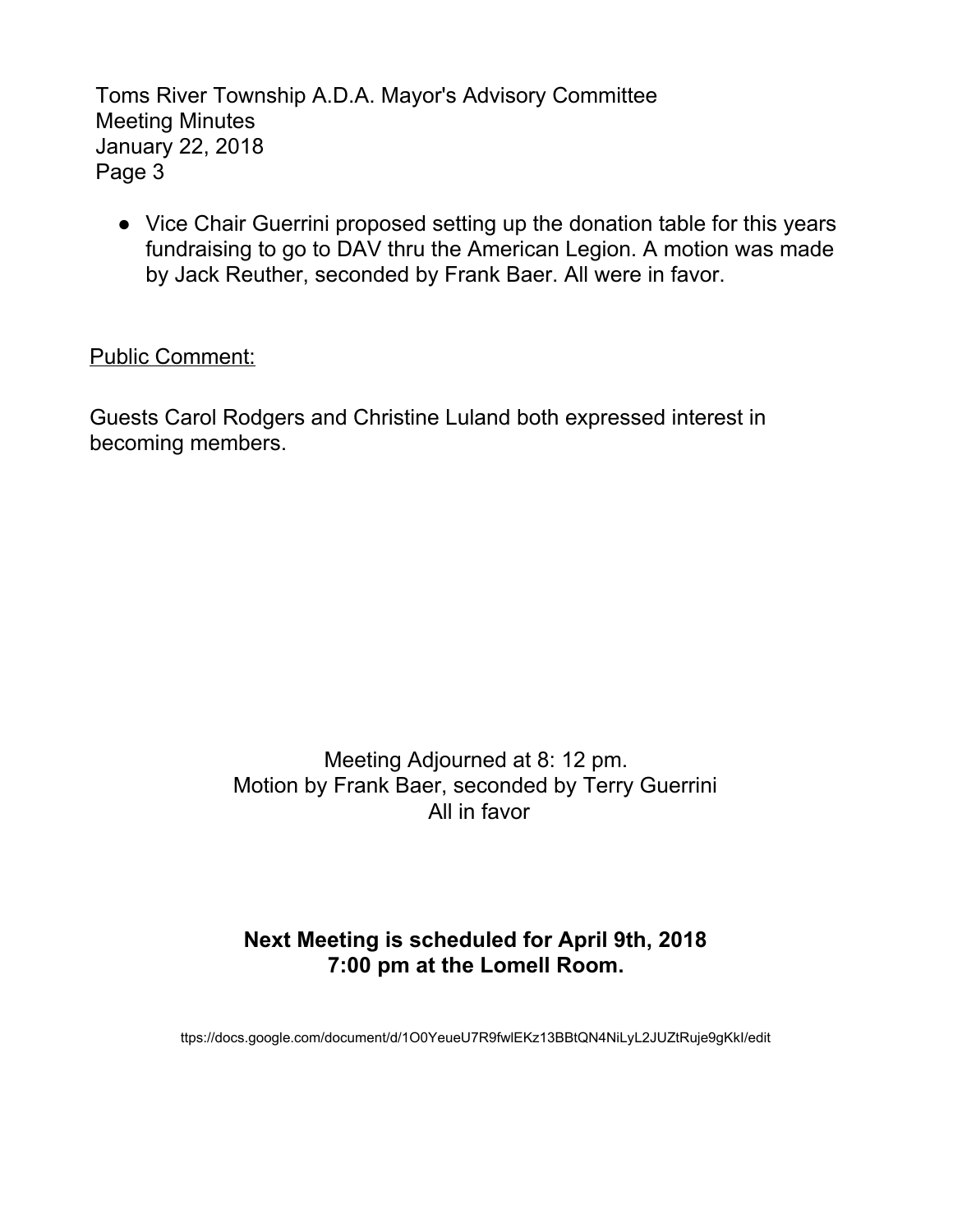- Vice Chair Guerrini proposed setting up the donation table for this years fundraising to go to DAV thru the American Legion. A motion was made by Jack Reuther, seconded by Frank Baer. All were in favor.

Public Comment:

Guests Carol Rodgers and Christine Luland both expressed interest in becoming members.

Meeting Adjourned at 8: 12 pm.
Motion by Frank Baer, seconded by Terry Guerrini
All in favor

**Next Meeting is scheduled for April 9th, 2018**
**7:00 pm at the Lomell Room.**